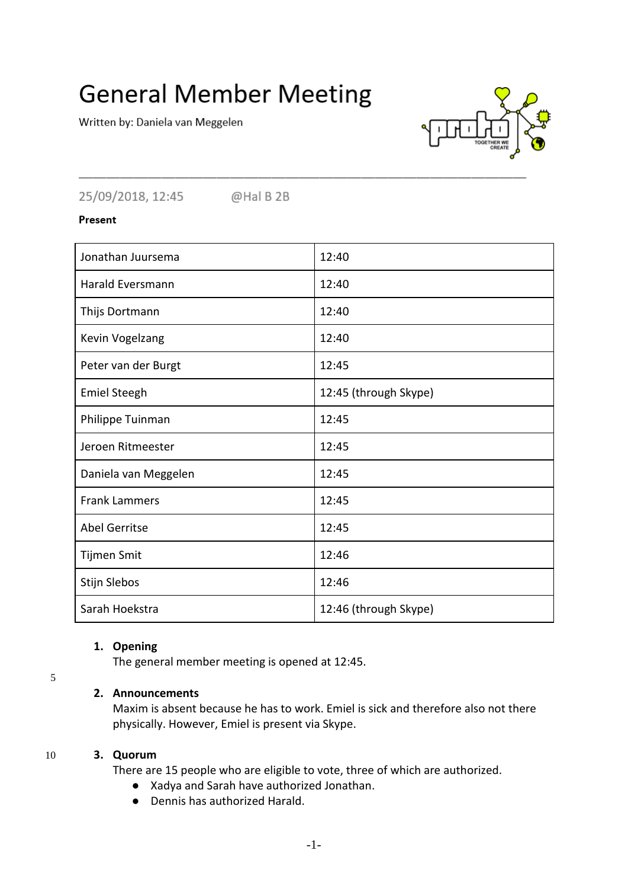# General Member Meeting

Written by: Daniela van Meggelen

25/09/2018, 12:45 @Hal B 2B

**Present**

| | |
|---|---|
| Jonathan Juursema | 12:40 |
| Harald Eversmann | 12:40 |
| Thijs Dortmann | 12:40 |
| Kevin Vogelzang | 12:40 |
| Peter van der Burgt | 12:45 |
| Emiel Steegh | 12:45 (through Skype) |
| Philippe Tuinman | 12:45 |
| Jeroen Ritmeester | 12:45 |
| Daniela van Meggelen | 12:45 |
| Frank Lammers | 12:45 |
| Abel Gerritse | 12:45 |
| Tijmen Smit | 12:46 |
| Stijn Slebos | 12:46 |
| Sarah Hoekstra | 12:46 (through Skype) |

1. **Opening**
   The general member meeting is opened at 12:45.

2. **Announcements**
   Maxim is absent because he has to work. Emiel is sick and therefore also not there physically. However, Emiel is present via Skype.

3. **Quorum**
   There are 15 people who are eligible to vote, three of which are authorized.
   - Xadya and Sarah have authorized Jonathan.
   - Dennis has authorized Harald.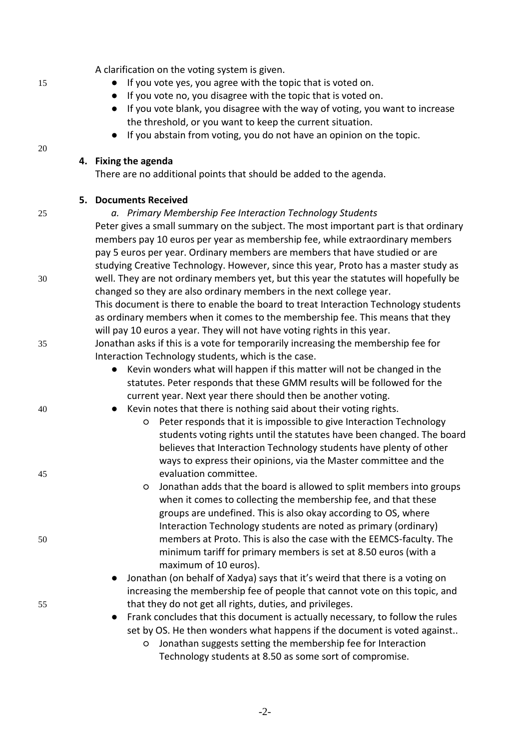A clarification on the voting system is given.

- If you vote yes, you agree with the topic that is voted on.
- If you vote no, you disagree with the topic that is voted on.
- If you vote blank, you disagree with the way of voting, you want to increase the threshold, or you want to keep the current situation.
- If you abstain from voting, you do not have an opinion on the topic.

**4. Fixing the agenda**

There are no additional points that should be added to the agenda.

**5. Documents Received**

*a. Primary Membership Fee Interaction Technology Students*

Peter gives a small summary on the subject. The most important part is that ordinary members pay 10 euros per year as membership fee, while extraordinary members pay 5 euros per year. Ordinary members are members that have studied or are studying Creative Technology. However, since this year, Proto has a master study as well. They are not ordinary members yet, but this year the statutes will hopefully be changed so they are also ordinary members in the next college year.
This document is there to enable the board to treat Interaction Technology students as ordinary members when it comes to the membership fee. This means that they will pay 10 euros a year. They will not have voting rights in this year.
Jonathan asks if this is a vote for temporarily increasing the membership fee for Interaction Technology students, which is the case.

- Kevin wonders what will happen if this matter will not be changed in the statutes. Peter responds that these GMM results will be followed for the current year. Next year there should then be another voting.
- Kevin notes that there is nothing said about their voting rights.
  - Peter responds that it is impossible to give Interaction Technology students voting rights until the statutes have been changed. The board believes that Interaction Technology students have plenty of other ways to express their opinions, via the Master committee and the evaluation committee.
  - Jonathan adds that the board is allowed to split members into groups when it comes to collecting the membership fee, and that these groups are undefined. This is also okay according to OS, where Interaction Technology students are noted as primary (ordinary) members at Proto. This is also the case with the EEMCS-faculty. The minimum tariff for primary members is set at 8.50 euros (with a maximum of 10 euros).
- Jonathan (on behalf of Xadya) says that it's weird that there is a voting on increasing the membership fee of people that cannot vote on this topic, and that they do not get all rights, duties, and privileges.
- Frank concludes that this document is actually necessary, to follow the rules set by OS. He then wonders what happens if the document is voted against..
  - Jonathan suggests setting the membership fee for Interaction Technology students at 8.50 as some sort of compromise.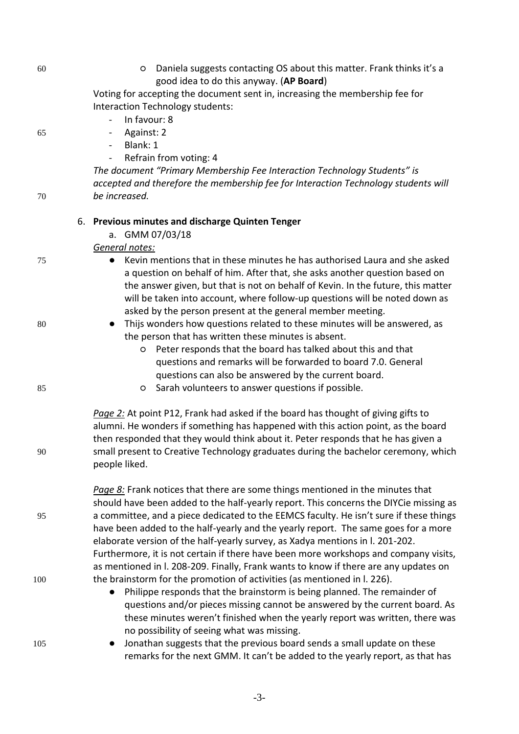- Daniela suggests contacting OS about this matter. Frank thinks it's a good idea to do this anyway. (**AP Board**)

Voting for accepting the document sent in, increasing the membership fee for Interaction Technology students:

- In favour: 8
- Against: 2
- Blank: 1
- Refrain from voting: 4

*The document "Primary Membership Fee Interaction Technology Students" is accepted and therefore the membership fee for Interaction Technology students will be increased.*

6. **Previous minutes and discharge Quinten Tenger**
   a. GMM 07/03/18

*General notes:*

- Kevin mentions that in these minutes he has authorised Laura and she asked a question on behalf of him. After that, she asks another question based on the answer given, but that is not on behalf of Kevin. In the future, this matter will be taken into account, where follow-up questions will be noted down as asked by the person present at the general member meeting.
- Thijs wonders how questions related to these minutes will be answered, as the person that has written these minutes is absent.
  - Peter responds that the board has talked about this and that questions and remarks will be forwarded to board 7.0. General questions can also be answered by the current board.
  - Sarah volunteers to answer questions if possible.

*Page 2:* At point P12, Frank had asked if the board has thought of giving gifts to alumni. He wonders if something has happened with this action point, as the board then responded that they would think about it. Peter responds that he has given a small present to Creative Technology graduates during the bachelor ceremony, which people liked.

*Page 8:* Frank notices that there are some things mentioned in the minutes that should have been added to the half-yearly report. This concerns the DIYCie missing as a committee, and a piece dedicated to the EEMCS faculty. He isn't sure if these things have been added to the half-yearly and the yearly report. The same goes for a more elaborate version of the half-yearly survey, as Xadya mentions in l. 201-202. Furthermore, it is not certain if there have been more workshops and company visits, as mentioned in l. 208-209. Finally, Frank wants to know if there are any updates on the brainstorm for the promotion of activities (as mentioned in l. 226).

- Philippe responds that the brainstorm is being planned. The remainder of questions and/or pieces missing cannot be answered by the current board. As these minutes weren't finished when the yearly report was written, there was no possibility of seeing what was missing.
- Jonathan suggests that the previous board sends a small update on these remarks for the next GMM. It can't be added to the yearly report, as that has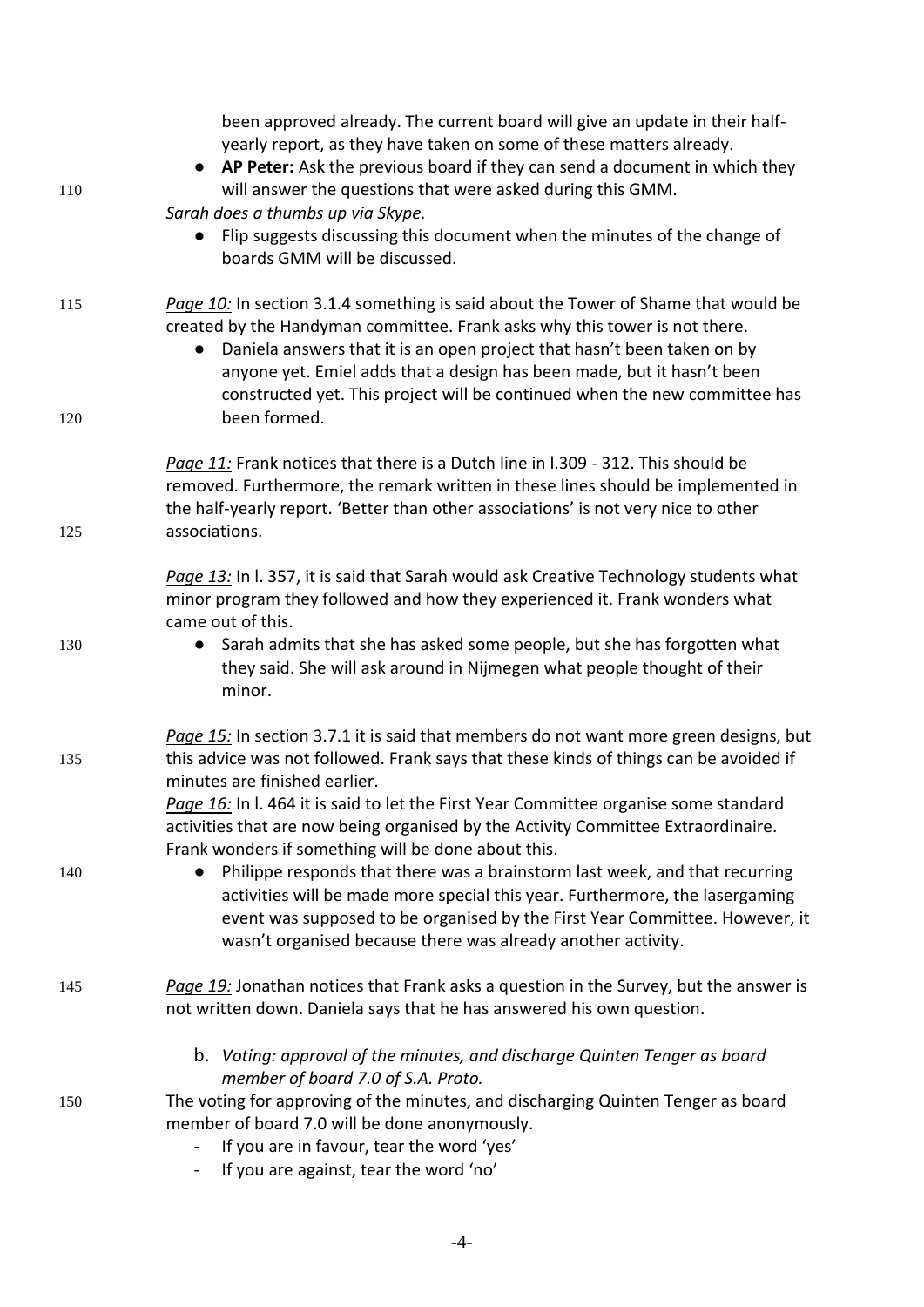been approved already. The current board will give an update in their half-yearly report, as they have taken on some of these matters already.

- **AP Peter:** Ask the previous board if they can send a document in which they will answer the questions that were asked during this GMM.

*Sarah does a thumbs up via Skype.*

- Flip suggests discussing this document when the minutes of the change of boards GMM will be discussed.

*Page 10:* In section 3.1.4 something is said about the Tower of Shame that would be created by the Handyman committee. Frank asks why this tower is not there.

- Daniela answers that it is an open project that hasn't been taken on by anyone yet. Emiel adds that a design has been made, but it hasn't been constructed yet. This project will be continued when the new committee has been formed.

*Page 11:* Frank notices that there is a Dutch line in l.309 - 312. This should be removed. Furthermore, the remark written in these lines should be implemented in the half-yearly report. 'Better than other associations' is not very nice to other associations.

*Page 13:* In l. 357, it is said that Sarah would ask Creative Technology students what minor program they followed and how they experienced it. Frank wonders what came out of this.

- Sarah admits that she has asked some people, but she has forgotten what they said. She will ask around in Nijmegen what people thought of their minor.

*Page 15:* In section 3.7.1 it is said that members do not want more green designs, but this advice was not followed. Frank says that these kinds of things can be avoided if minutes are finished earlier.

*Page 16:* In l. 464 it is said to let the First Year Committee organise some standard activities that are now being organised by the Activity Committee Extraordinaire. Frank wonders if something will be done about this.

- Philippe responds that there was a brainstorm last week, and that recurring activities will be made more special this year. Furthermore, the lasergaming event was supposed to be organised by the First Year Committee. However, it wasn't organised because there was already another activity.

*Page 19:* Jonathan notices that Frank asks a question in the Survey, but the answer is not written down. Daniela says that he has answered his own question.

b. *Voting: approval of the minutes, and discharge Quinten Tenger as board member of board 7.0 of S.A. Proto.*

The voting for approving of the minutes, and discharging Quinten Tenger as board member of board 7.0 will be done anonymously.

- If you are in favour, tear the word 'yes'
- If you are against, tear the word 'no'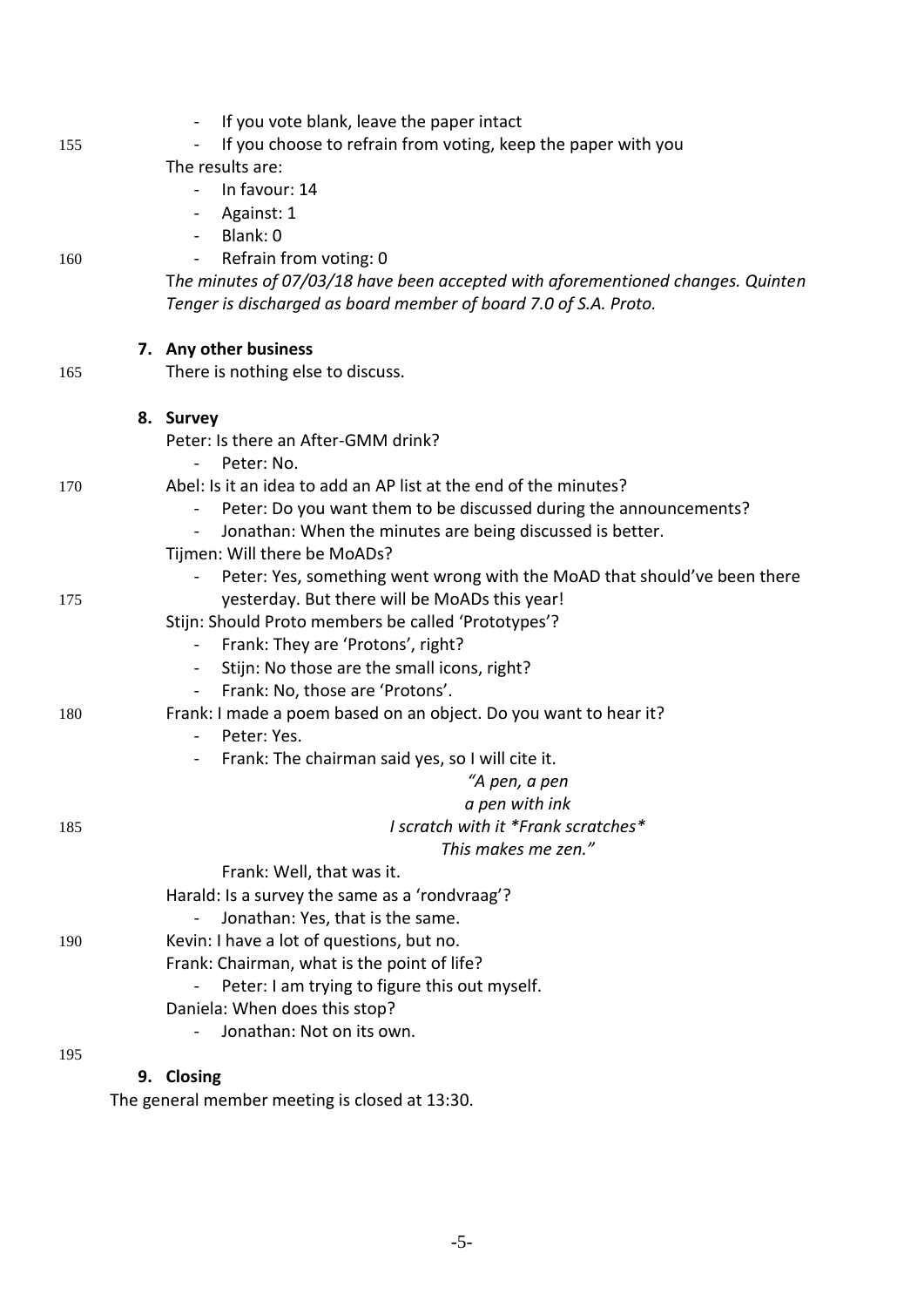- If you vote blank, leave the paper intact
- If you choose to refrain from voting, keep the paper with you

The results are:

- In favour: 14
- Against: 1
- Blank: 0
- Refrain from voting: 0

*The minutes of 07/03/18 have been accepted with aforementioned changes. Quinten Tenger is discharged as board member of board 7.0 of S.A. Proto.*

## 7. Any other business

There is nothing else to discuss.

## 8. Survey

Peter: Is there an After-GMM drink?

- Peter: No.

Abel: Is it an idea to add an AP list at the end of the minutes?

- Peter: Do you want them to be discussed during the announcements?
- Jonathan: When the minutes are being discussed is better.

Tijmen: Will there be MoADs?

- Peter: Yes, something went wrong with the MoAD that should've been there yesterday. But there will be MoADs this year!

Stijn: Should Proto members be called 'Prototypes'?

- Frank: They are 'Protons', right?
- Stijn: No those are the small icons, right?
- Frank: No, those are 'Protons'.

Frank: I made a poem based on an object. Do you want to hear it?

- Peter: Yes.
- Frank: The chairman said yes, so I will cite it.

*"A pen, a pen*
*a pen with ink*
*I scratch with it *Frank scratches**
*This makes me zen."*

Frank: Well, that was it.

Harald: Is a survey the same as a 'rondvraag'?

- Jonathan: Yes, that is the same.

Kevin: I have a lot of questions, but no.

Frank: Chairman, what is the point of life?

- Peter: I am trying to figure this out myself.

Daniela: When does this stop?

- Jonathan: Not on its own.

## 9. Closing

The general member meeting is closed at 13:30.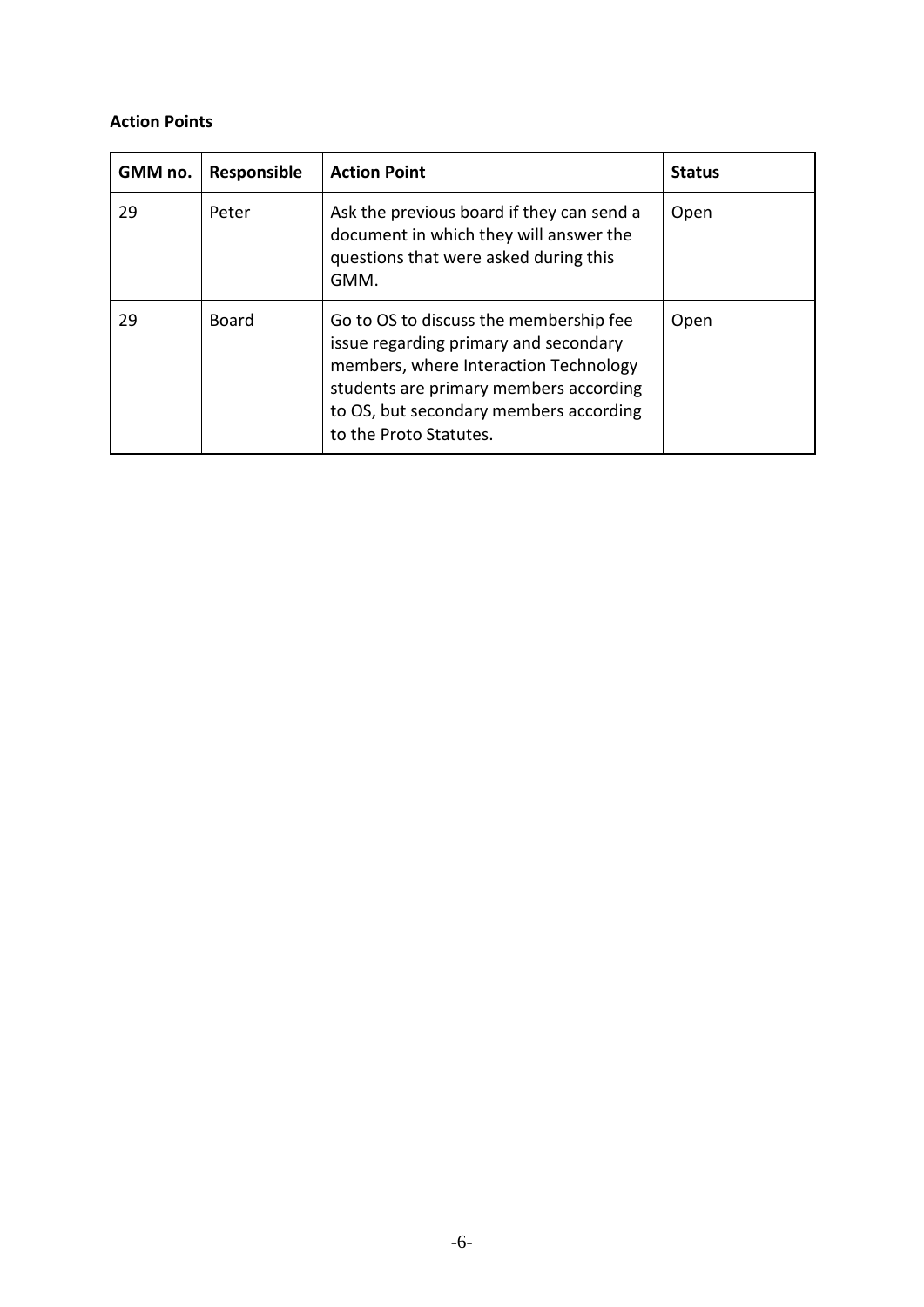**Action Points**

| GMM no. | Responsible | Action Point | Status |
|---|---|---|---|
| 29 | Peter | Ask the previous board if they can send a document in which they will answer the questions that were asked during this GMM. | Open |
| 29 | Board | Go to OS to discuss the membership fee issue regarding primary and secondary members, where Interaction Technology students are primary members according to OS, but secondary members according to the Proto Statutes. | Open |